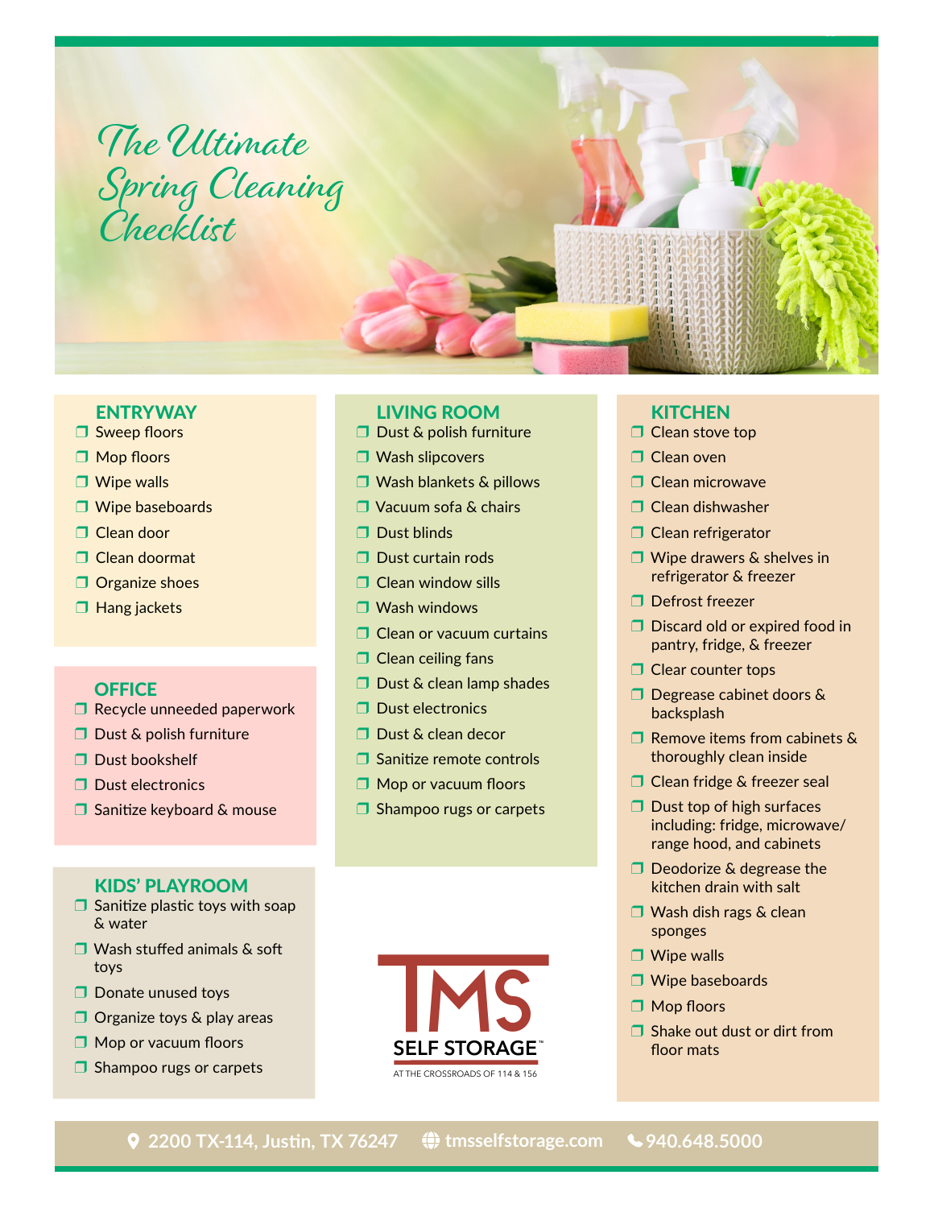# The Ultimate Spring Cleaning Checklist

## ENTRYWAY

- ❐ Sweep floors
- ❐ Mop floors
- ❐ Wipe walls
- ❐ Wipe baseboards
- ❐ Clean door
- ❐ Clean doormat
- ❐ Organize shoes
- ❐ Hang jackets

## OFFICE

- ❐ Recycle unneeded paperwork
- ❐ Dust & polish furniture
- ❐ Dust bookshelf
- ❐ Dust electronics
- ❐ Sanitize keyboard & mouse

## KIDS' PLAYROOM

- ❐ Sanitize plastic toys with soap & water
- ❐ Wash stuffed animals & soft toys
- ❐ Donate unused toys
- ❐ Organize toys & play areas
- ❐ Mop or vacuum floors
- ❐ Shampoo rugs or carpets

## LIVING ROOM

- ❐ Dust & polish furniture
- ❐ Wash slipcovers
- ❐ Wash blankets & pillows
- ❐ Vacuum sofa & chairs
- ❐ Dust blinds
- ❐ Dust curtain rods
- ❐ Clean window sills
- ❐ Wash windows
- ❐ Clean or vacuum curtains
- ❐ Clean ceiling fans
- ❐ Dust & clean lamp shades
- ❐ Dust electronics
- ❐ Dust & clean decor
- ❐ Sanitize remote controls
- ❐ Mop or vacuum floors
- ❐ Shampoo rugs or carpets

## KITCHEN

- ❐ Clean stove top
- ❐ Clean oven
- ❐ Clean microwave
- ❐ Clean dishwasher
- ❐ Clean refrigerator
- ❐ Wipe drawers & shelves in refrigerator & freezer
- ❐ Defrost freezer
- ❐ Discard old or expired food in pantry, fridge, & freezer
- ❐ Clear counter tops
- ❐ Degrease cabinet doors & backsplash
- ❐ Remove items from cabinets & thoroughly clean inside
- ❐ Clean fridge & freezer seal
- ❐ Dust top of high surfaces including: fridge, microwave/ range hood, and cabinets
- ❐ Deodorize & degrease the kitchen drain with salt
- ❐ Wash dish rags & clean sponges
- ❐ Wipe walls
- ❐ Wipe baseboards
- ❐ Mop floors
- ❐ Shake out dust or dirt from floor mats

TMS SELF STORAGE™
AT THE CROSSROADS OF 114 & 156

2200 TX-114, Justin, TX 76247 | tmsselfstorage.com | 940.648.5000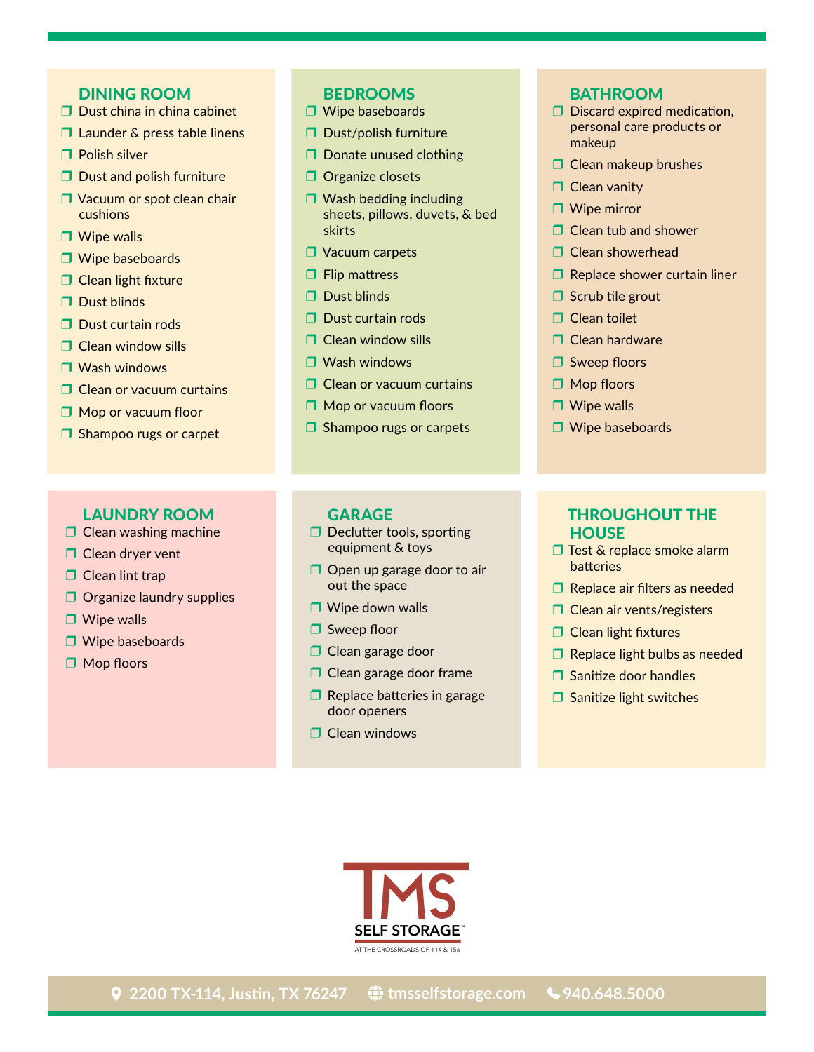## DINING ROOM

- ❒ Dust china in china cabinet
- ❒ Launder & press table linens
- ❒ Polish silver
- ❒ Dust and polish furniture
- ❒ Vacuum or spot clean chair cushions
- ❒ Wipe walls
- ❒ Wipe baseboards
- ❒ Clean light fixture
- ❒ Dust blinds
- ❒ Dust curtain rods
- ❒ Clean window sills
- ❒ Wash windows
- ❒ Clean or vacuum curtains
- ❒ Mop or vacuum floor
- ❒ Shampoo rugs or carpet

## BEDROOMS

- ❒ Wipe baseboards
- ❒ Dust/polish furniture
- ❒ Donate unused clothing
- ❒ Organize closets
- ❒ Wash bedding including sheets, pillows, duvets, & bed skirts
- ❒ Vacuum carpets
- ❒ Flip mattress
- ❒ Dust blinds
- ❒ Dust curtain rods
- ❒ Clean window sills
- ❒ Wash windows
- ❒ Clean or vacuum curtains
- ❒ Mop or vacuum floors
- ❒ Shampoo rugs or carpets

## BATHROOM

- ❒ Discard expired medication, personal care products or makeup
- ❒ Clean makeup brushes
- ❒ Clean vanity
- ❒ Wipe mirror
- ❒ Clean tub and shower
- ❒ Clean showerhead
- ❒ Replace shower curtain liner
- ❒ Scrub tile grout
- ❒ Clean toilet
- ❒ Clean hardware
- ❒ Sweep floors
- ❒ Mop floors
- ❒ Wipe walls
- ❒ Wipe baseboards

## LAUNDRY ROOM

- ❒ Clean washing machine
- ❒ Clean dryer vent
- ❒ Clean lint trap
- ❒ Organize laundry supplies
- ❒ Wipe walls
- ❒ Wipe baseboards
- ❒ Mop floors

## GARAGE

- ❒ Declutter tools, sporting equipment & toys
- ❒ Open up garage door to air out the space
- ❒ Wipe down walls
- ❒ Sweep floor
- ❒ Clean garage door
- ❒ Clean garage door frame
- ❒ Replace batteries in garage door openers
- ❒ Clean windows

## THROUGHOUT THE HOUSE

- ❒ Test & replace smoke alarm batteries
- ❒ Replace air filters as needed
- ❒ Clean air vents/registers
- ❒ Clean light fixtures
- ❒ Replace light bulbs as needed
- ❒ Sanitize door handles
- ❒ Sanitize light switches

TMS SELF STORAGE™
AT THE CROSSROADS OF 114 & 156

2200 TX-114, Justin, TX 76247 | tmsselfstorage.com | 940.648.5000